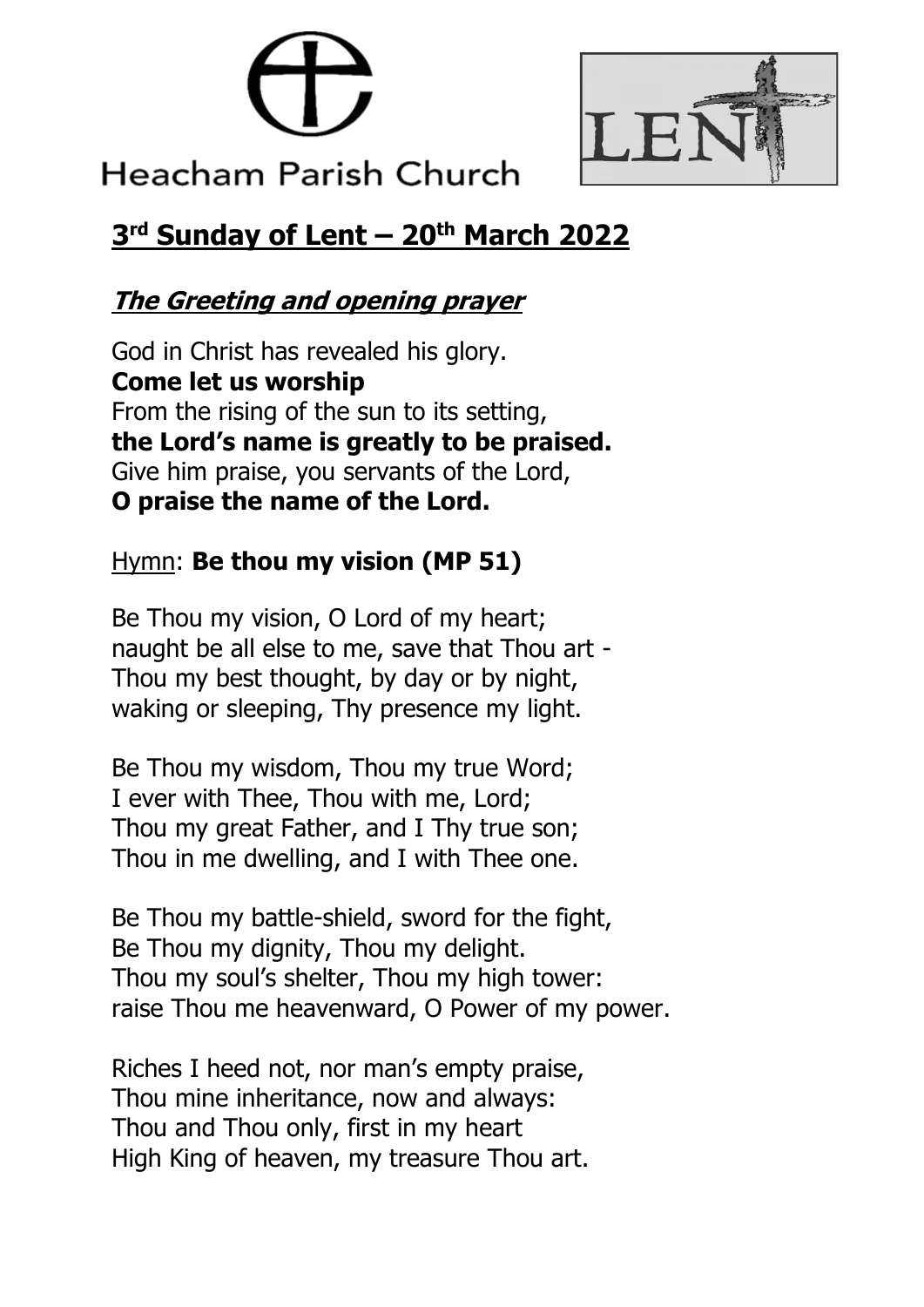Heacham Parish Church

LENT

## 3rd Sunday of Lent – 20th March 2022

### ***The Greeting and opening prayer***

God in Christ has revealed his glory.  
**Come let us worship**  
From the rising of the sun to its setting,  
**the Lord's name is greatly to be praised.**  
Give him praise, you servants of the Lord,  
**O praise the name of the Lord.**

Hymn: **Be thou my vision (MP 51)**

Be Thou my vision, O Lord of my heart;  
naught be all else to me, save that Thou art -  
Thou my best thought, by day or by night,  
waking or sleeping, Thy presence my light.

Be Thou my wisdom, Thou my true Word;  
I ever with Thee, Thou with me, Lord;  
Thou my great Father, and I Thy true son;  
Thou in me dwelling, and I with Thee one.

Be Thou my battle-shield, sword for the fight,  
Be Thou my dignity, Thou my delight.  
Thou my soul's shelter, Thou my high tower:  
raise Thou me heavenward, O Power of my power.

Riches I heed not, nor man's empty praise,  
Thou mine inheritance, now and always:  
Thou and Thou only, first in my heart  
High King of heaven, my treasure Thou art.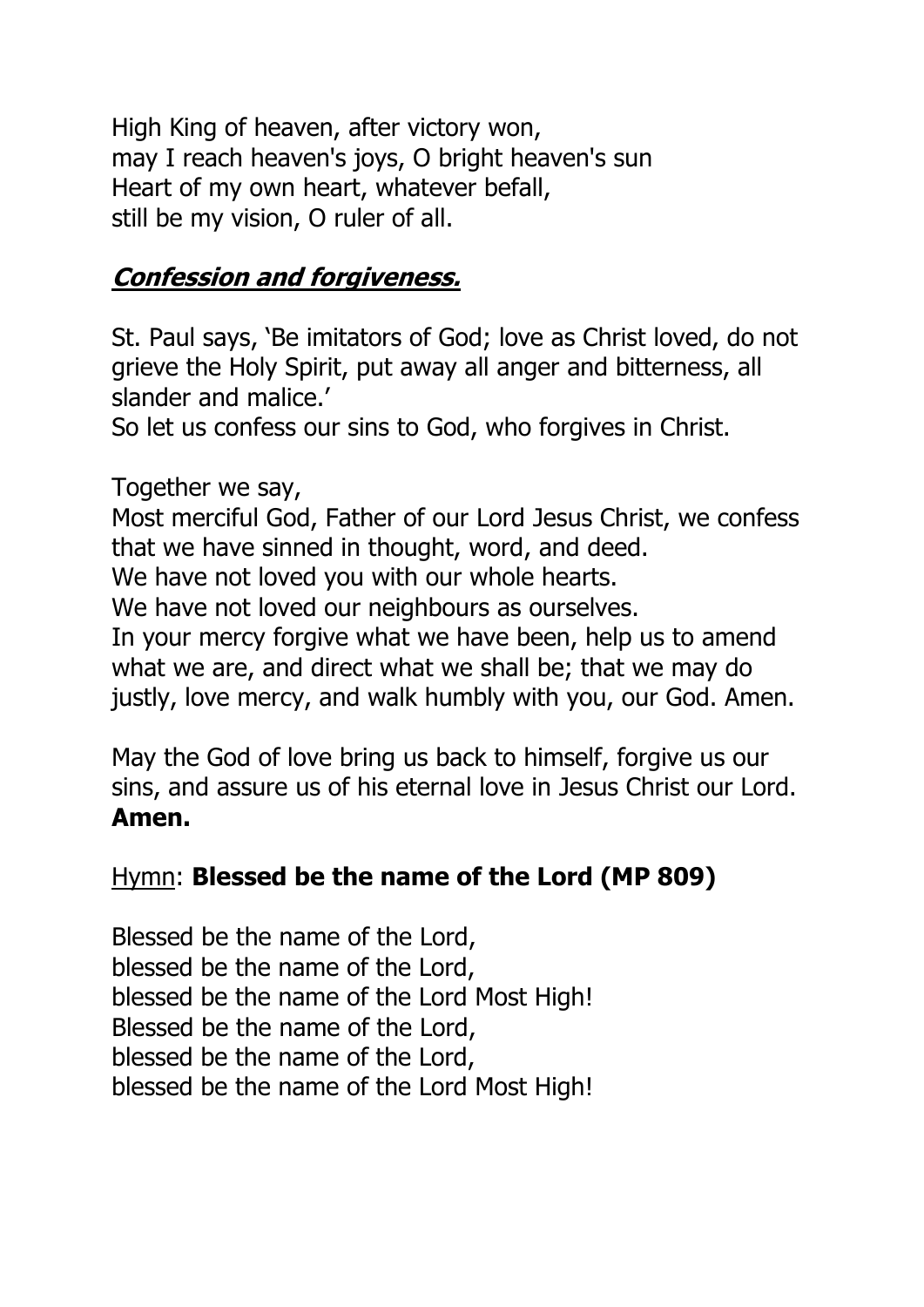High King of heaven, after victory won,
may I reach heaven's joys, O bright heaven's sun
Heart of my own heart, whatever befall,
still be my vision, O ruler of all.

## ***Confession and forgiveness.***

St. Paul says, 'Be imitators of God; love as Christ loved, do not grieve the Holy Spirit, put away all anger and bitterness, all slander and malice.'
So let us confess our sins to God, who forgives in Christ.

Together we say,
Most merciful God, Father of our Lord Jesus Christ, we confess that we have sinned in thought, word, and deed.
We have not loved you with our whole hearts.
We have not loved our neighbours as ourselves.
In your mercy forgive what we have been, help us to amend what we are, and direct what we shall be; that we may do justly, love mercy, and walk humbly with you, our God. Amen.

May the God of love bring us back to himself, forgive us our sins, and assure us of his eternal love in Jesus Christ our Lord.
**Amen.**

Hymn: **Blessed be the name of the Lord (MP 809)**

Blessed be the name of the Lord,
blessed be the name of the Lord,
blessed be the name of the Lord Most High!
Blessed be the name of the Lord,
blessed be the name of the Lord,
blessed be the name of the Lord Most High!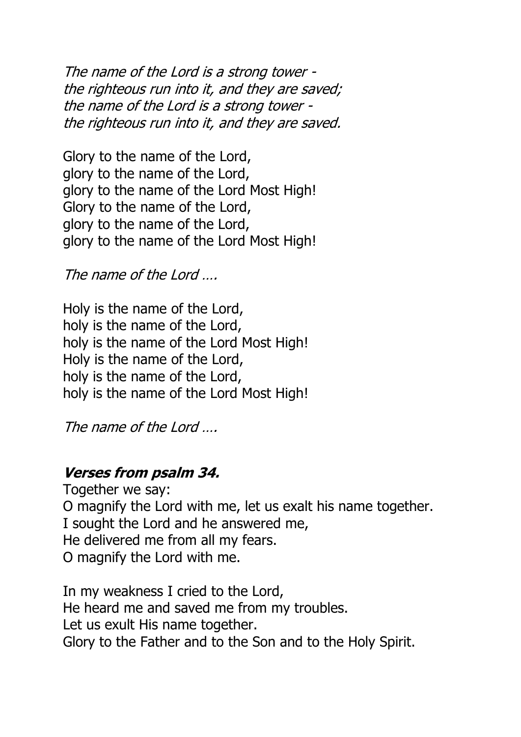*The name of the Lord is a strong tower -*
*the righteous run into it, and they are saved;*
*the name of the Lord is a strong tower -*
*the righteous run into it, and they are saved.*

Glory to the name of the Lord,
glory to the name of the Lord,
glory to the name of the Lord Most High!
Glory to the name of the Lord,
glory to the name of the Lord,
glory to the name of the Lord Most High!

*The name of the Lord ….*

Holy is the name of the Lord,
holy is the name of the Lord,
holy is the name of the Lord Most High!
Holy is the name of the Lord,
holy is the name of the Lord,
holy is the name of the Lord Most High!

*The name of the Lord ….*

***Verses from psalm 34.***

Together we say:
O magnify the Lord with me, let us exalt his name together.
I sought the Lord and he answered me,
He delivered me from all my fears.
O magnify the Lord with me.

In my weakness I cried to the Lord,
He heard me and saved me from my troubles.
Let us exult His name together.
Glory to the Father and to the Son and to the Holy Spirit.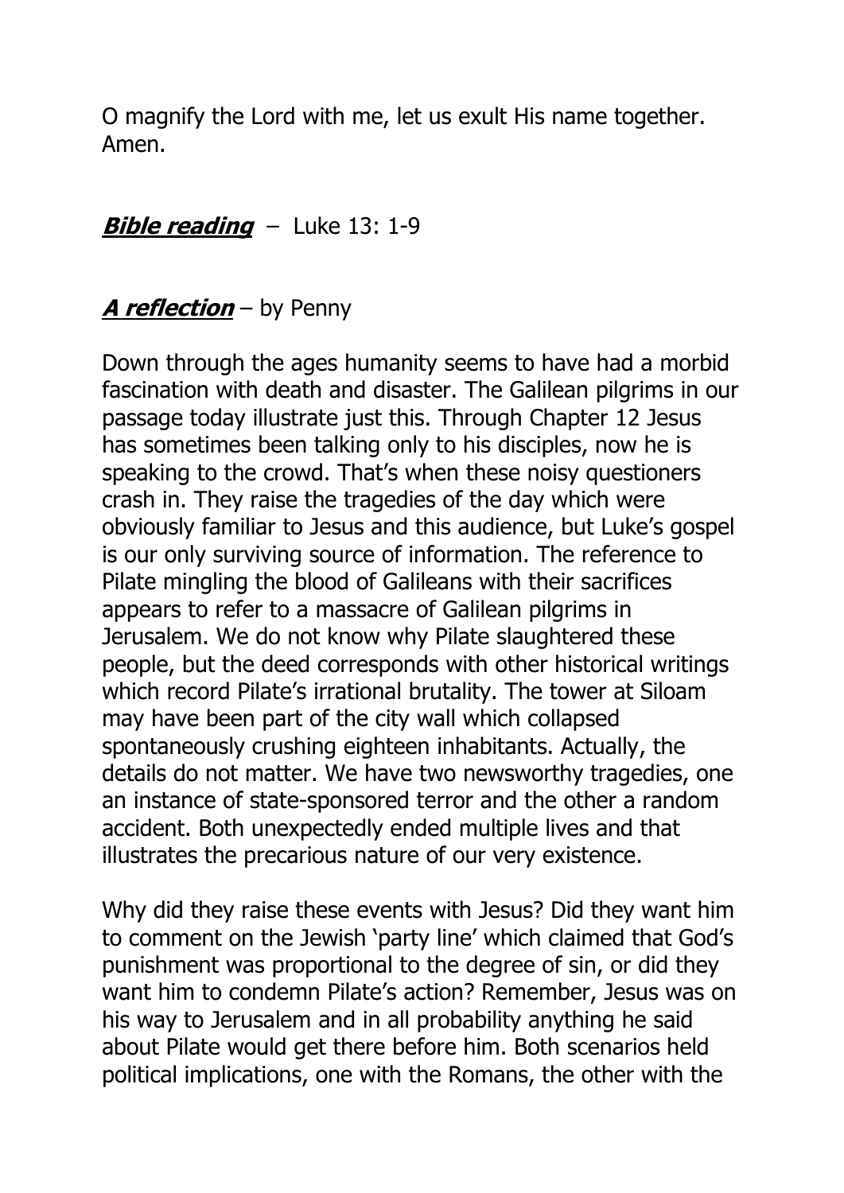O magnify the Lord with me, let us exult His name together. Amen.

***Bible reading*** – Luke 13: 1-9

***A reflection*** – by Penny

Down through the ages humanity seems to have had a morbid fascination with death and disaster. The Galilean pilgrims in our passage today illustrate just this. Through Chapter 12 Jesus has sometimes been talking only to his disciples, now he is speaking to the crowd. That's when these noisy questioners crash in. They raise the tragedies of the day which were obviously familiar to Jesus and this audience, but Luke's gospel is our only surviving source of information. The reference to Pilate mingling the blood of Galileans with their sacrifices appears to refer to a massacre of Galilean pilgrims in Jerusalem. We do not know why Pilate slaughtered these people, but the deed corresponds with other historical writings which record Pilate's irrational brutality. The tower at Siloam may have been part of the city wall which collapsed spontaneously crushing eighteen inhabitants. Actually, the details do not matter. We have two newsworthy tragedies, one an instance of state-sponsored terror and the other a random accident. Both unexpectedly ended multiple lives and that illustrates the precarious nature of our very existence.

Why did they raise these events with Jesus? Did they want him to comment on the Jewish 'party line' which claimed that God's punishment was proportional to the degree of sin, or did they want him to condemn Pilate's action? Remember, Jesus was on his way to Jerusalem and in all probability anything he said about Pilate would get there before him. Both scenarios held political implications, one with the Romans, the other with the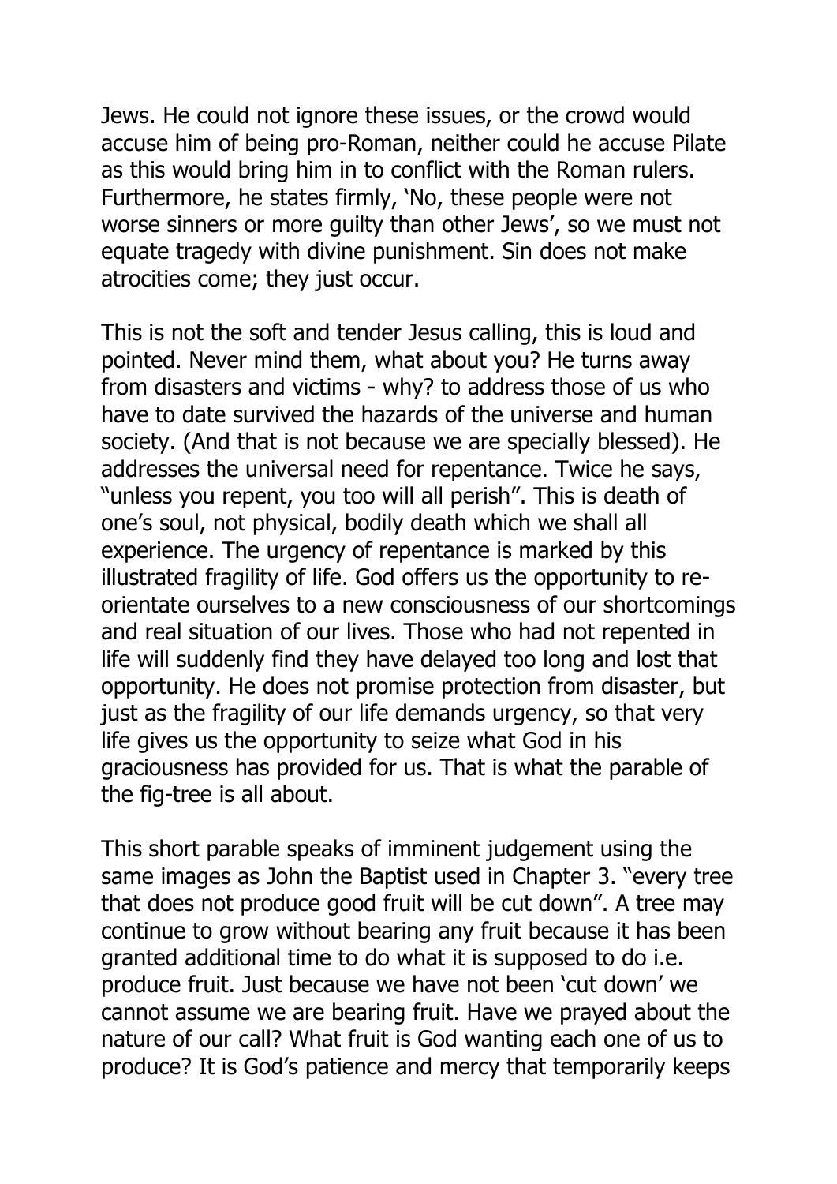Jews. He could not ignore these issues, or the crowd would accuse him of being pro-Roman, neither could he accuse Pilate as this would bring him in to conflict with the Roman rulers. Furthermore, he states firmly, 'No, these people were not worse sinners or more guilty than other Jews', so we must not equate tragedy with divine punishment. Sin does not make atrocities come; they just occur.

This is not the soft and tender Jesus calling, this is loud and pointed. Never mind them, what about you? He turns away from disasters and victims - why? to address those of us who have to date survived the hazards of the universe and human society. (And that is not because we are specially blessed). He addresses the universal need for repentance. Twice he says, "unless you repent, you too will all perish". This is death of one's soul, not physical, bodily death which we shall all experience. The urgency of repentance is marked by this illustrated fragility of life. God offers us the opportunity to re-orientate ourselves to a new consciousness of our shortcomings and real situation of our lives. Those who had not repented in life will suddenly find they have delayed too long and lost that opportunity. He does not promise protection from disaster, but just as the fragility of our life demands urgency, so that very life gives us the opportunity to seize what God in his graciousness has provided for us. That is what the parable of the fig-tree is all about.

This short parable speaks of imminent judgement using the same images as John the Baptist used in Chapter 3. "every tree that does not produce good fruit will be cut down". A tree may continue to grow without bearing any fruit because it has been granted additional time to do what it is supposed to do i.e. produce fruit. Just because we have not been 'cut down' we cannot assume we are bearing fruit. Have we prayed about the nature of our call? What fruit is God wanting each one of us to produce? It is God's patience and mercy that temporarily keeps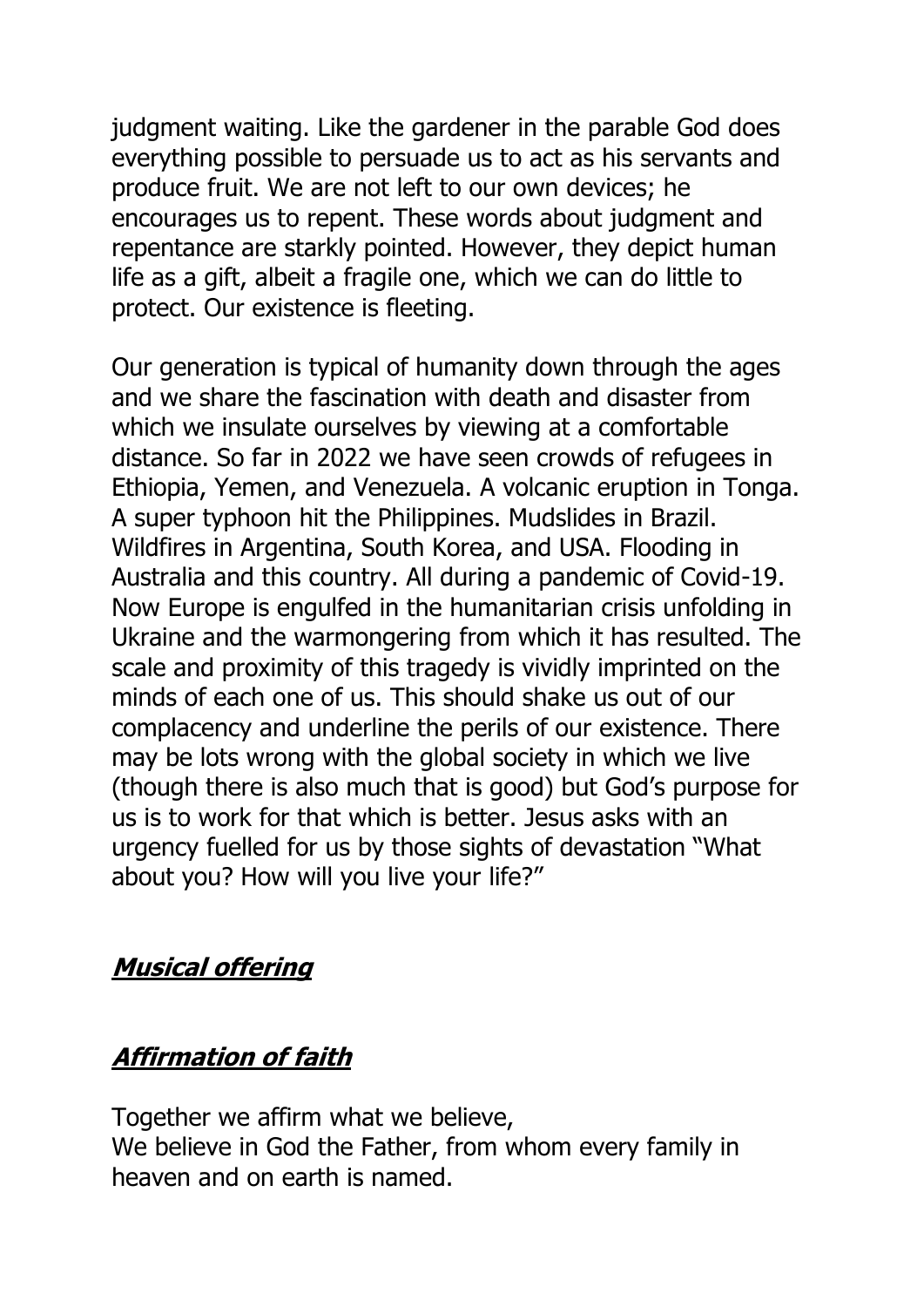judgment waiting. Like the gardener in the parable God does everything possible to persuade us to act as his servants and produce fruit. We are not left to our own devices; he encourages us to repent. These words about judgment and repentance are starkly pointed. However, they depict human life as a gift, albeit a fragile one, which we can do little to protect. Our existence is fleeting.

Our generation is typical of humanity down through the ages and we share the fascination with death and disaster from which we insulate ourselves by viewing at a comfortable distance. So far in 2022 we have seen crowds of refugees in Ethiopia, Yemen, and Venezuela. A volcanic eruption in Tonga. A super typhoon hit the Philippines. Mudslides in Brazil. Wildfires in Argentina, South Korea, and USA. Flooding in Australia and this country. All during a pandemic of Covid-19. Now Europe is engulfed in the humanitarian crisis unfolding in Ukraine and the warmongering from which it has resulted. The scale and proximity of this tragedy is vividly imprinted on the minds of each one of us. This should shake us out of our complacency and underline the perils of our existence. There may be lots wrong with the global society in which we live (though there is also much that is good) but God's purpose for us is to work for that which is better. Jesus asks with an urgency fuelled for us by those sights of devastation "What about you? How will you live your life?"

## ***Musical offering***

## ***Affirmation of faith***

Together we affirm what we believe,
We believe in God the Father, from whom every family in heaven and on earth is named.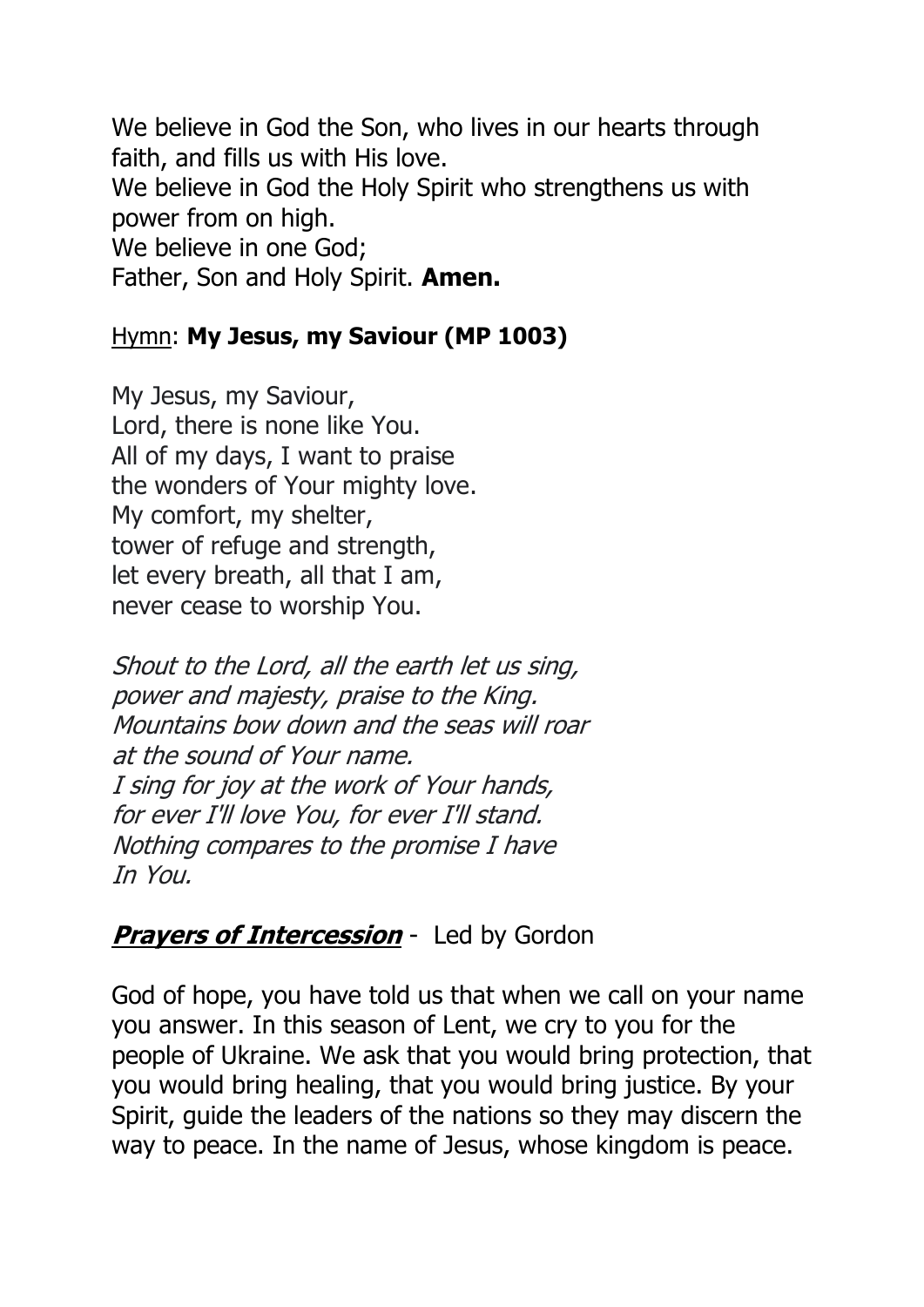We believe in God the Son, who lives in our hearts through faith, and fills us with His love.
We believe in God the Holy Spirit who strengthens us with power from on high.
We believe in one God;
Father, Son and Holy Spirit. **Amen.**

Hymn: **My Jesus, my Saviour (MP 1003)**

My Jesus, my Saviour,
Lord, there is none like You.
All of my days, I want to praise
the wonders of Your mighty love.
My comfort, my shelter,
tower of refuge and strength,
let every breath, all that I am,
never cease to worship You.

*Shout to the Lord, all the earth let us sing,*
*power and majesty, praise to the King.*
*Mountains bow down and the seas will roar*
*at the sound of Your name.*
*I sing for joy at the work of Your hands,*
*for ever I'll love You, for ever I'll stand.*
*Nothing compares to the promise I have*
*In You.*

***Prayers of Intercession*** - Led by Gordon

God of hope, you have told us that when we call on your name you answer. In this season of Lent, we cry to you for the people of Ukraine. We ask that you would bring protection, that you would bring healing, that you would bring justice. By your Spirit, guide the leaders of the nations so they may discern the way to peace. In the name of Jesus, whose kingdom is peace.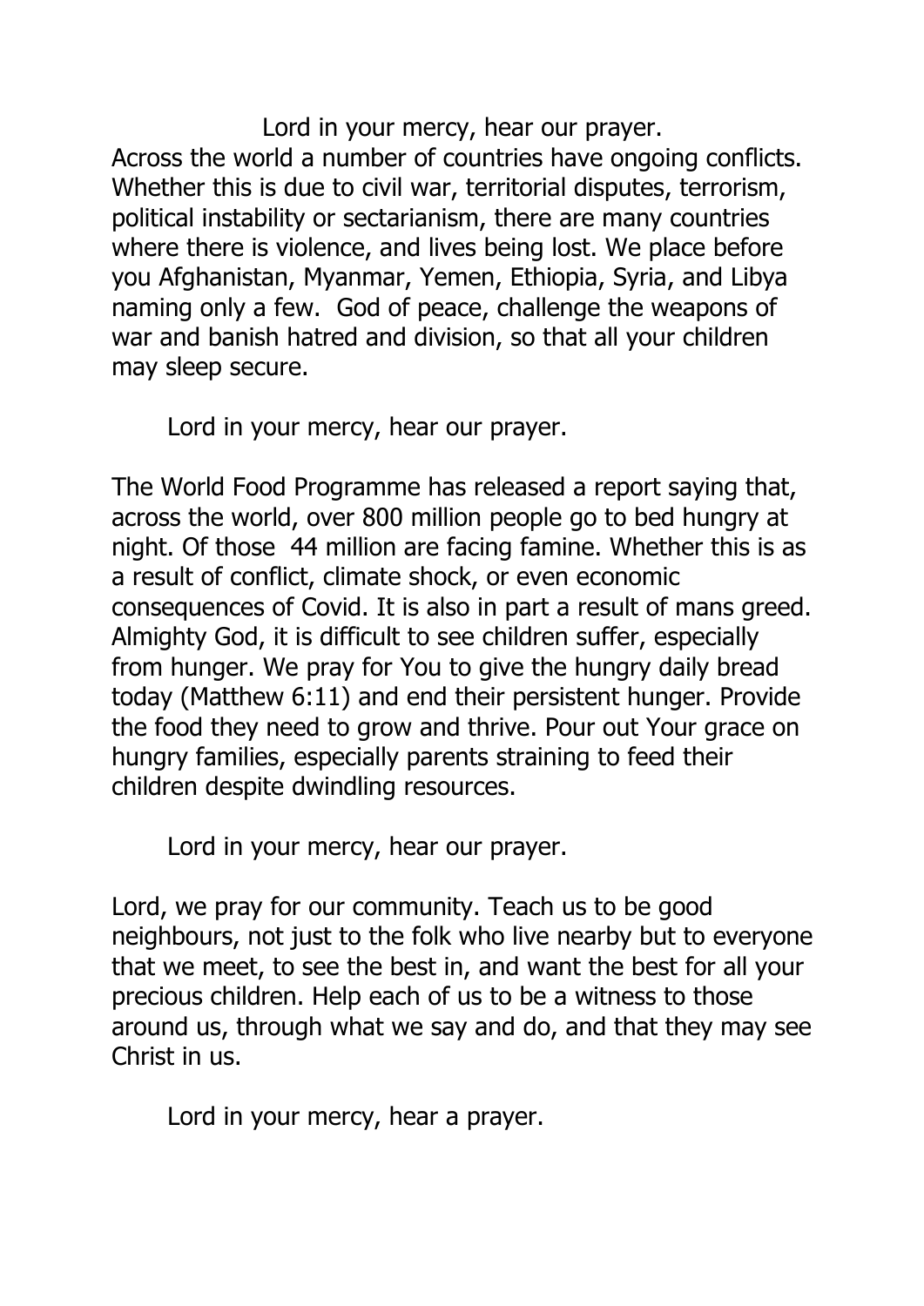Lord in your mercy, hear our prayer.

Across the world a number of countries have ongoing conflicts. Whether this is due to civil war, territorial disputes, terrorism, political instability or sectarianism, there are many countries where there is violence, and lives being lost. We place before you Afghanistan, Myanmar, Yemen, Ethiopia, Syria, and Libya naming only a few. God of peace, challenge the weapons of war and banish hatred and division, so that all your children may sleep secure.

Lord in your mercy, hear our prayer.

The World Food Programme has released a report saying that, across the world, over 800 million people go to bed hungry at night. Of those 44 million are facing famine. Whether this is as a result of conflict, climate shock, or even economic consequences of Covid. It is also in part a result of mans greed. Almighty God, it is difficult to see children suffer, especially from hunger. We pray for You to give the hungry daily bread today (Matthew 6:11) and end their persistent hunger. Provide the food they need to grow and thrive. Pour out Your grace on hungry families, especially parents straining to feed their children despite dwindling resources.

Lord in your mercy, hear our prayer.

Lord, we pray for our community. Teach us to be good neighbours, not just to the folk who live nearby but to everyone that we meet, to see the best in, and want the best for all your precious children. Help each of us to be a witness to those around us, through what we say and do, and that they may see Christ in us.

Lord in your mercy, hear a prayer.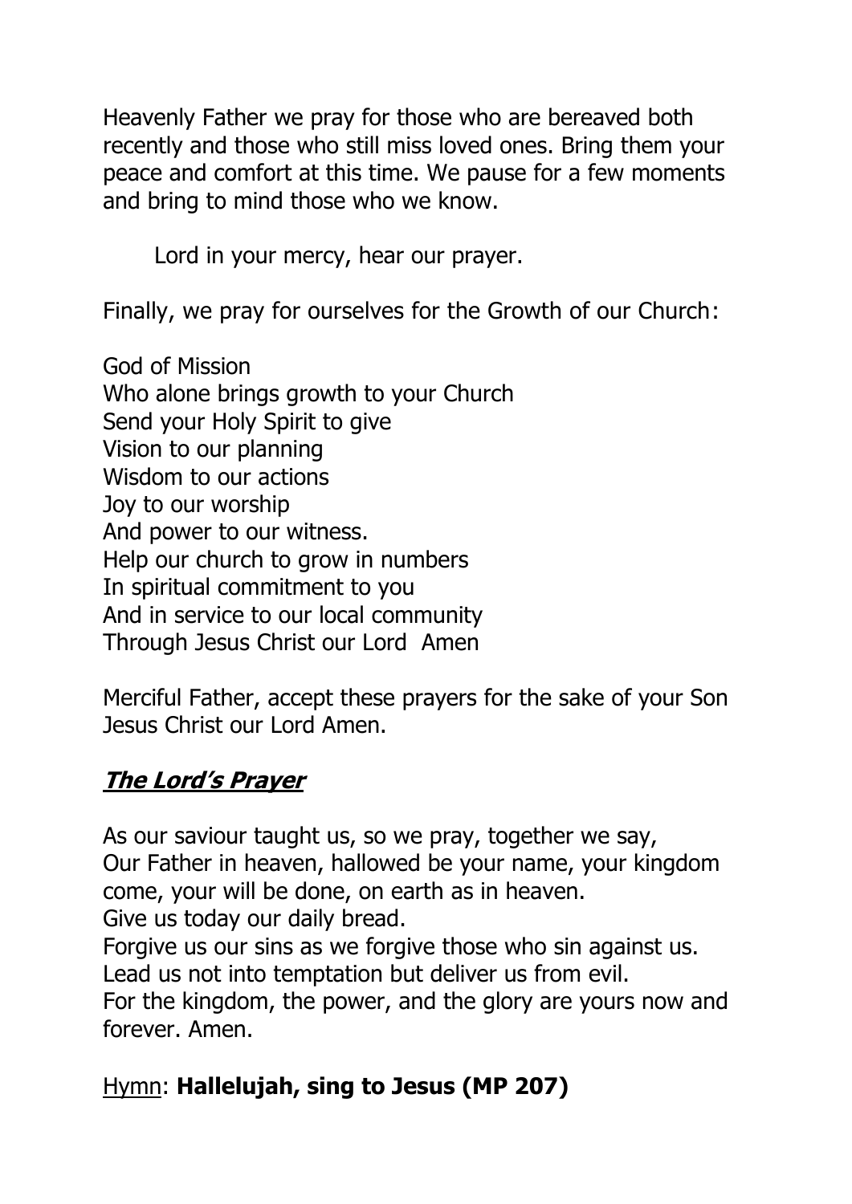Heavenly Father we pray for those who are bereaved both recently and those who still miss loved ones. Bring them your peace and comfort at this time. We pause for a few moments and bring to mind those who we know.

Lord in your mercy, hear our prayer.

Finally, we pray for ourselves for the Growth of our Church:

God of Mission  
Who alone brings growth to your Church  
Send your Holy Spirit to give  
Vision to our planning  
Wisdom to our actions  
Joy to our worship  
And power to our witness.  
Help our church to grow in numbers  
In spiritual commitment to you  
And in service to our local community  
Through Jesus Christ our Lord Amen

Merciful Father, accept these prayers for the sake of your Son Jesus Christ our Lord Amen.

## ***The Lord's Prayer***

As our saviour taught us, so we pray, together we say,  
Our Father in heaven, hallowed be your name, your kingdom come, your will be done, on earth as in heaven.  
Give us today our daily bread.  
Forgive us our sins as we forgive those who sin against us.  
Lead us not into temptation but deliver us from evil.  
For the kingdom, the power, and the glory are yours now and forever. Amen.

Hymn: **Hallelujah, sing to Jesus (MP 207)**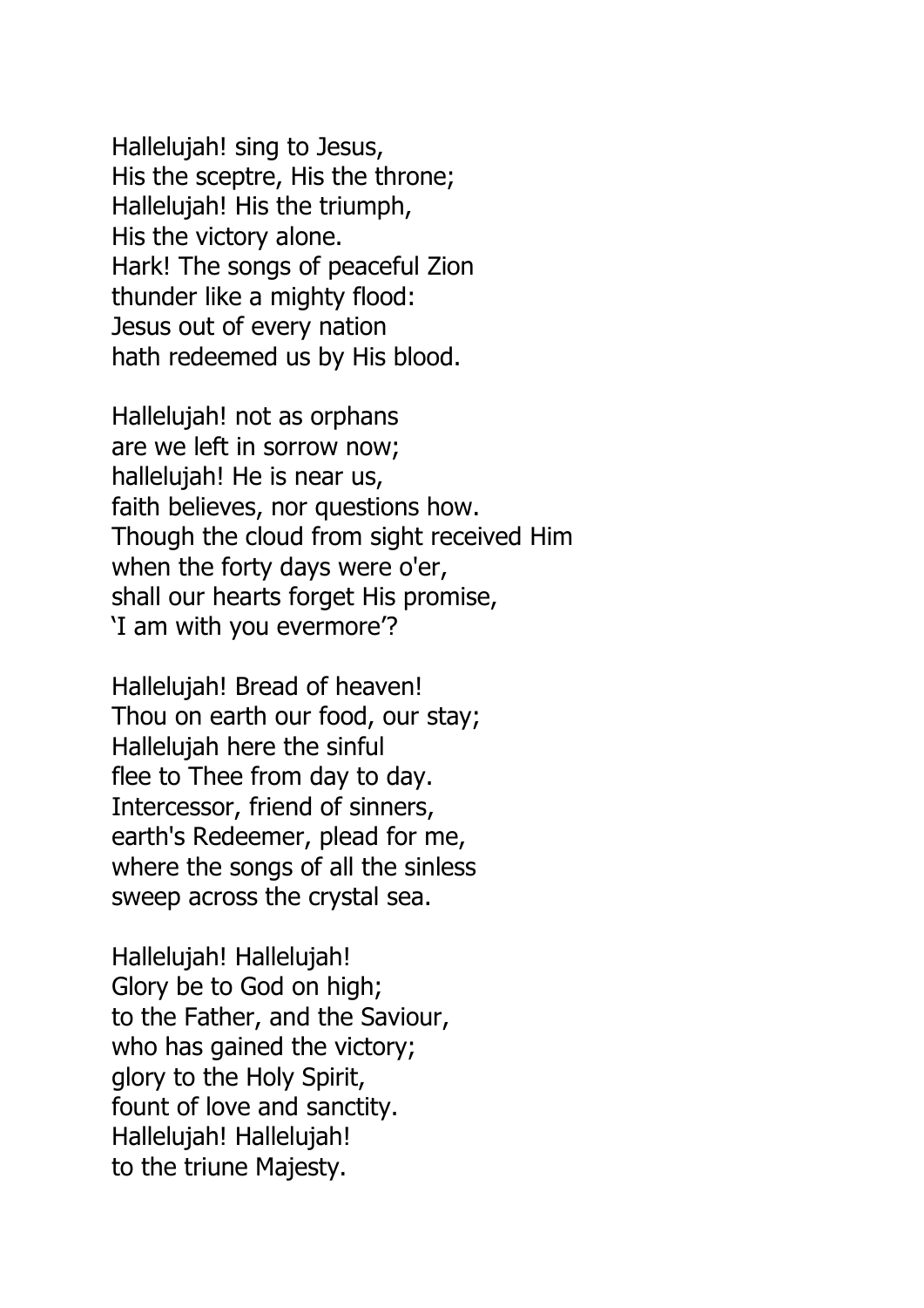Hallelujah! sing to Jesus,
His the sceptre, His the throne;
Hallelujah! His the triumph,
His the victory alone.
Hark! The songs of peaceful Zion
thunder like a mighty flood:
Jesus out of every nation
hath redeemed us by His blood.

Hallelujah! not as orphans
are we left in sorrow now;
hallelujah! He is near us,
faith believes, nor questions how.
Though the cloud from sight received Him
when the forty days were o'er,
shall our hearts forget His promise,
'I am with you evermore'?

Hallelujah! Bread of heaven!
Thou on earth our food, our stay;
Hallelujah here the sinful
flee to Thee from day to day.
Intercessor, friend of sinners,
earth's Redeemer, plead for me,
where the songs of all the sinless
sweep across the crystal sea.

Hallelujah! Hallelujah!
Glory be to God on high;
to the Father, and the Saviour,
who has gained the victory;
glory to the Holy Spirit,
fount of love and sanctity.
Hallelujah! Hallelujah!
to the triune Majesty.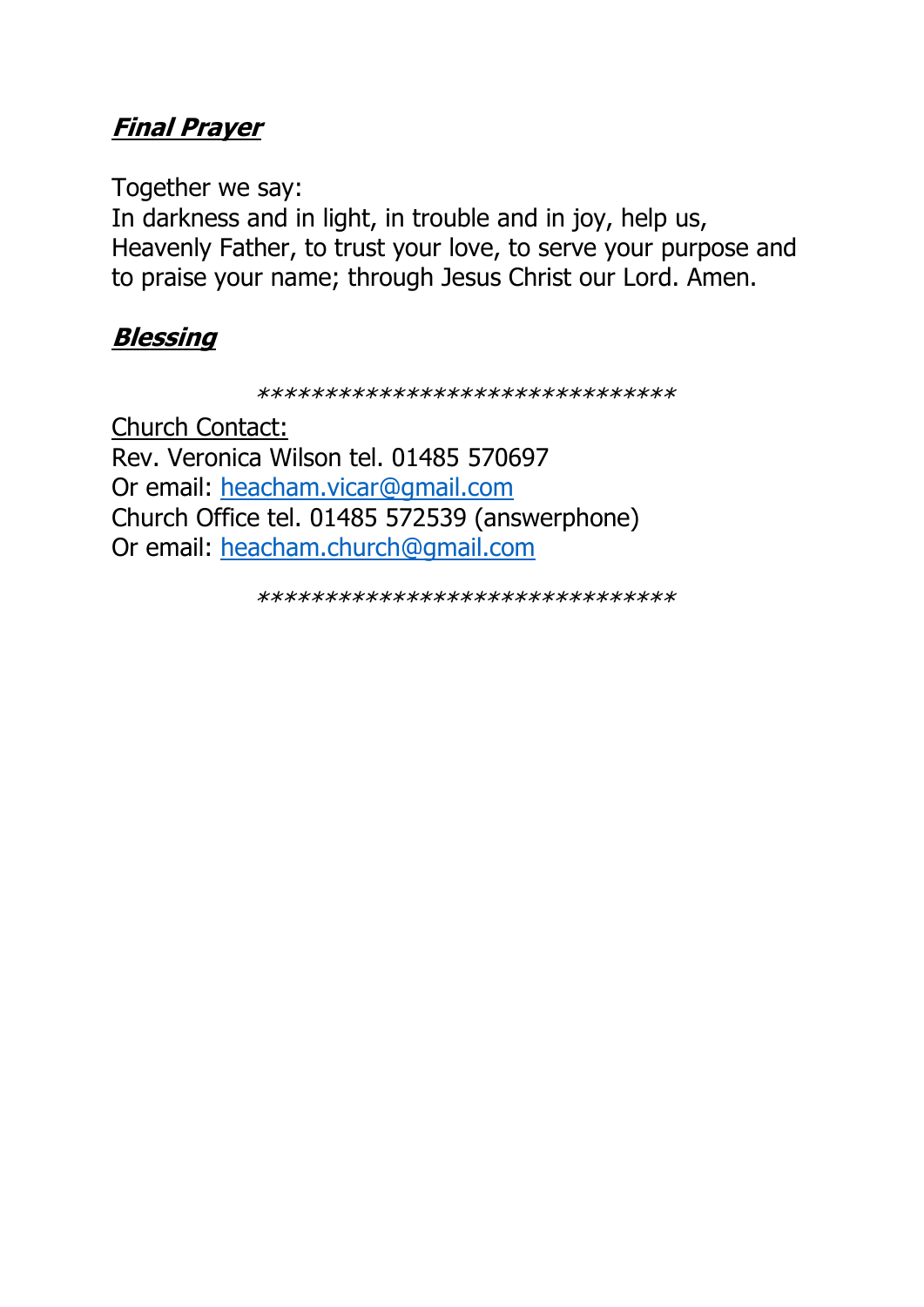## ***Final Prayer***

Together we say:
In darkness and in light, in trouble and in joy, help us, Heavenly Father, to trust your love, to serve your purpose and to praise your name; through Jesus Christ our Lord. Amen.

## ***Blessing***

*******************************

Church Contact:
Rev. Veronica Wilson tel. 01485 570697
Or email: heacham.vicar@gmail.com
Church Office tel. 01485 572539 (answerphone)
Or email: heacham.church@gmail.com

*******************************